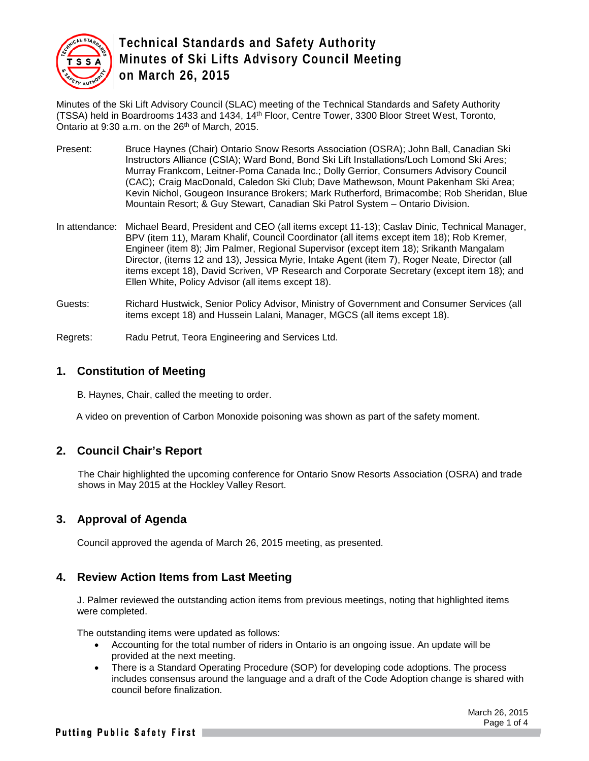# Technical Standards and Safety Authority Minutes of Ski Lifts Advisory Council Meeting on March 26, 2015

Minutes of the Ski Lift Advisory Council (SLAC) meeting of the Technical Standards and Safety Authority (TSSA) held in Boardrooms 1433 and 1434, 14th Floor, Centre Tower, 3300 Bloor Street West, Toronto, Ontario at 9:30 a.m. on the 26th of March, 2015.

Present: Bruce Haynes (Chair) Ontario Snow Resorts Association (OSRA); John Ball, Canadian Ski Instructors Alliance (CSIA); Ward Bond, Bond Ski Lift Installations/Loch Lomond Ski Ares; Murray Frankcom, Leitner-Poma Canada Inc.; Dolly Gerrior, Consumers Advisory Council (CAC); Craig MacDonald, Caledon Ski Club; Dave Mathewson, Mount Pakenham Ski Area; Kevin Nichol, Gougeon Insurance Brokers; Mark Rutherford, Brimacombe; Rob Sheridan, Blue Mountain Resort; & Guy Stewart, Canadian Ski Patrol System – Ontario Division.

In attendance: Michael Beard, President and CEO (all items except 11-13); Caslav Dinic, Technical Manager, BPV (item 11), Maram Khalif, Council Coordinator (all items except item 18); Rob Kremer, Engineer (item 8); Jim Palmer, Regional Supervisor (except item 18); Srikanth Mangalam Director, (items 12 and 13), Jessica Myrie, Intake Agent (item 7), Roger Neate, Director (all items except 18), David Scriven, VP Research and Corporate Secretary (except item 18); and Ellen White, Policy Advisor (all items except 18).

Guests: Richard Hustwick, Senior Policy Advisor, Ministry of Government and Consumer Services (all items except 18) and Hussein Lalani, Manager, MGCS (all items except 18).

Regrets: Radu Petrut, Teora Engineering and Services Ltd.

## 1. Constitution of Meeting

B. Haynes, Chair, called the meeting to order.

A video on prevention of Carbon Monoxide poisoning was shown as part of the safety moment.

## 2. Council Chair's Report

The Chair highlighted the upcoming conference for Ontario Snow Resorts Association (OSRA) and trade shows in May 2015 at the Hockley Valley Resort.

## 3. Approval of Agenda

Council approved the agenda of March 26, 2015 meeting, as presented.

## 4. Review Action Items from Last Meeting

J. Palmer reviewed the outstanding action items from previous meetings, noting that highlighted items were completed.

The outstanding items were updated as follows:

- Accounting for the total number of riders in Ontario is an ongoing issue. An update will be provided at the next meeting.
- There is a Standard Operating Procedure (SOP) for developing code adoptions. The process includes consensus around the language and a draft of the Code Adoption change is shared with council before finalization.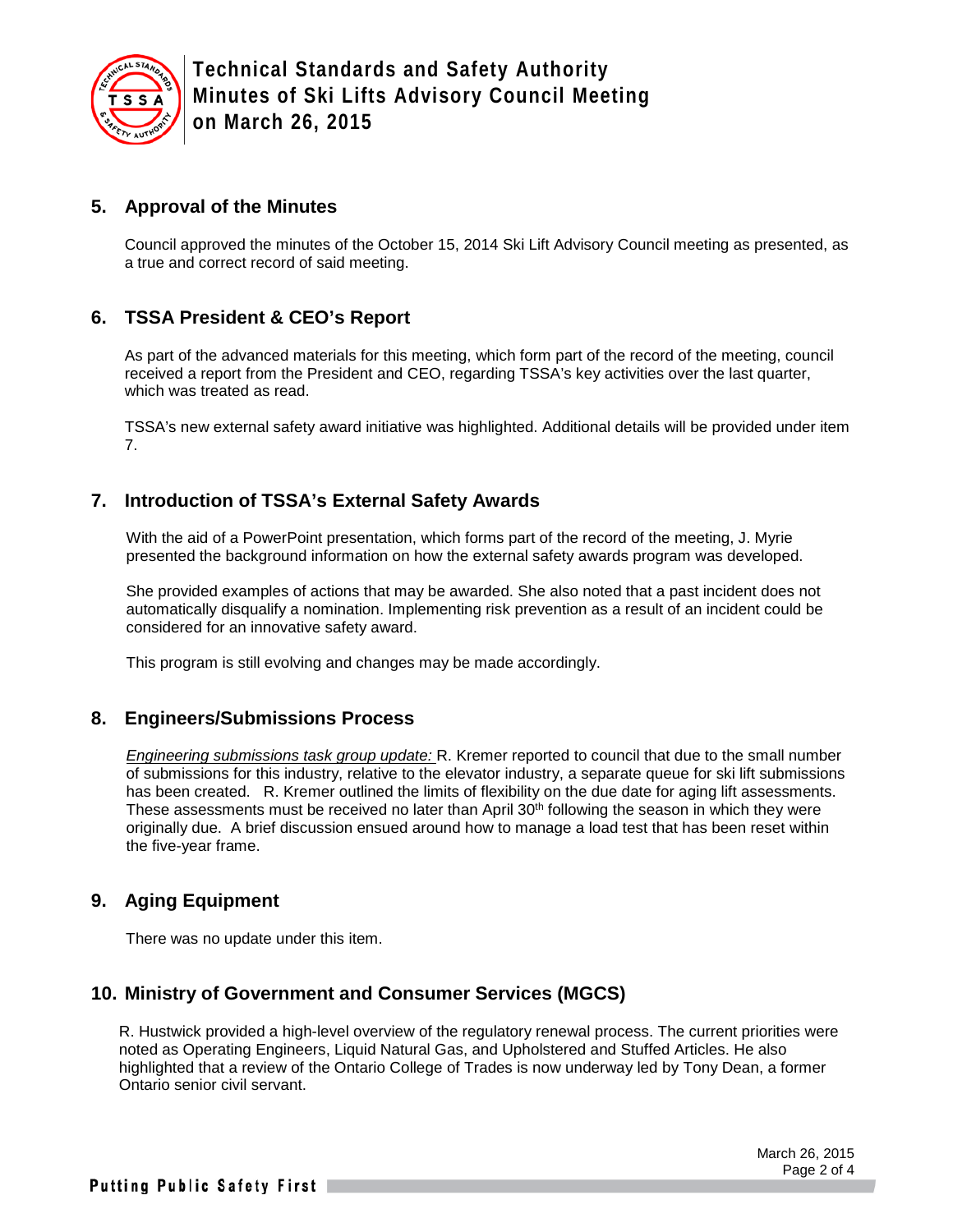## 5. Approval of the Minutes

Council approved the minutes of the October 15, 2014 Ski Lift Advisory Council meeting as presented, as a true and correct record of said meeting.

## 6. TSSA President & CEO's Report

As part of the advanced materials for this meeting, which form part of the record of the meeting, council received a report from the President and CEO, regarding TSSA's key activities over the last quarter, which was treated as read.

TSSA's new external safety award initiative was highlighted. Additional details will be provided under item 7.

## 7. Introduction of TSSA's External Safety Awards

With the aid of a PowerPoint presentation, which forms part of the record of the meeting, J. Myrie presented the background information on how the external safety awards program was developed.

She provided examples of actions that may be awarded. She also noted that a past incident does not automatically disqualify a nomination. Implementing risk prevention as a result of an incident could be considered for an innovative safety award.

This program is still evolving and changes may be made accordingly.

## 8. Engineers/Submissions Process

*Engineering submissions task group update:* R. Kremer reported to council that due to the small number of submissions for this industry, relative to the elevator industry, a separate queue for ski lift submissions has been created. R. Kremer outlined the limits of flexibility on the due date for aging lift assessments. These assessments must be received no later than April 30th following the season in which they were originally due. A brief discussion ensued around how to manage a load test that has been reset within the five-year frame.

## 9. Aging Equipment

There was no update under this item.

## 10. Ministry of Government and Consumer Services (MGCS)

R. Hustwick provided a high-level overview of the regulatory renewal process. The current priorities were noted as Operating Engineers, Liquid Natural Gas, and Upholstered and Stuffed Articles. He also highlighted that a review of the Ontario College of Trades is now underway led by Tony Dean, a former Ontario senior civil servant.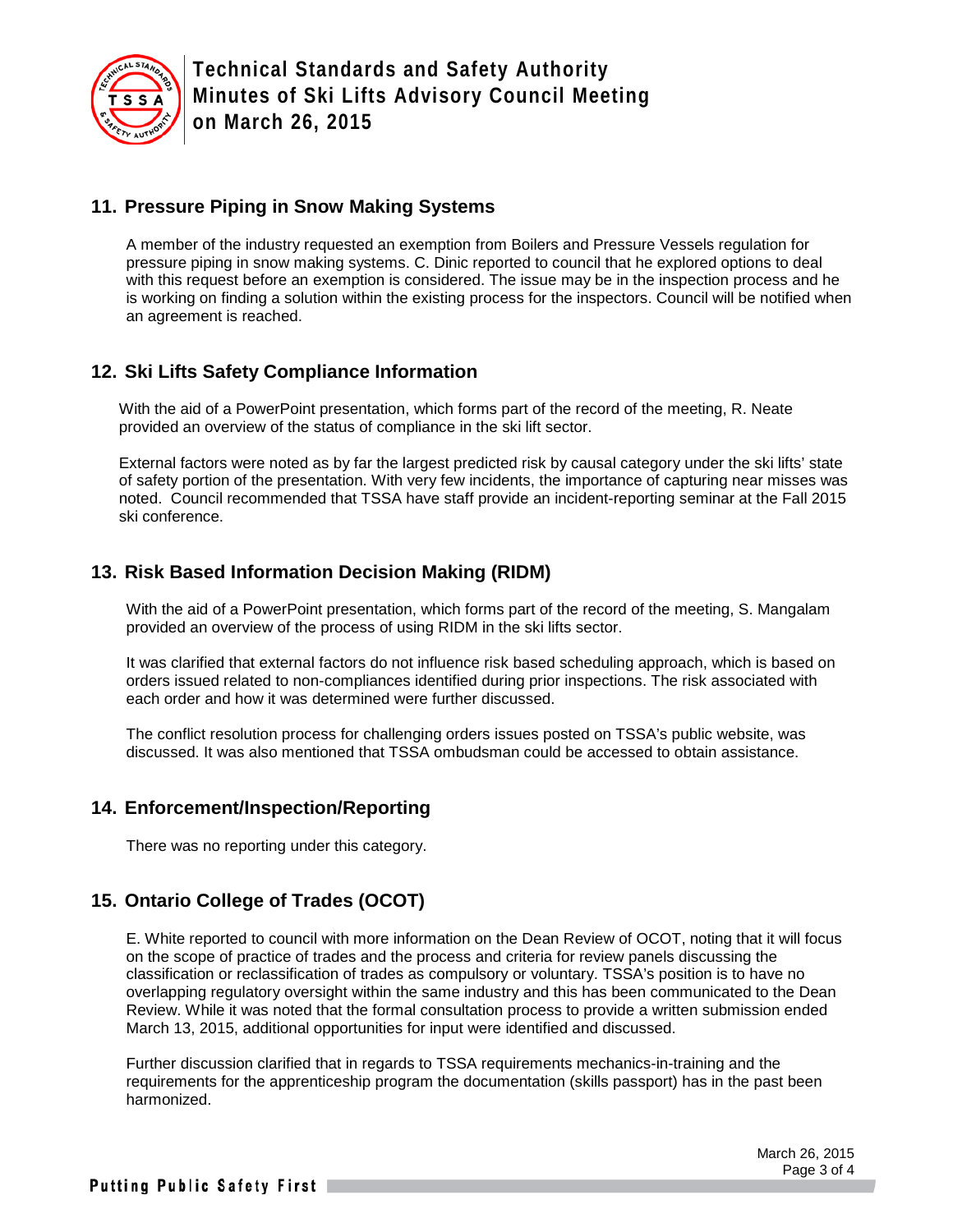## 11. Pressure Piping in Snow Making Systems

A member of the industry requested an exemption from Boilers and Pressure Vessels regulation for pressure piping in snow making systems. C. Dinic reported to council that he explored options to deal with this request before an exemption is considered. The issue may be in the inspection process and he is working on finding a solution within the existing process for the inspectors. Council will be notified when an agreement is reached.

## 12. Ski Lifts Safety Compliance Information

With the aid of a PowerPoint presentation, which forms part of the record of the meeting, R. Neate provided an overview of the status of compliance in the ski lift sector.

External factors were noted as by far the largest predicted risk by causal category under the ski lifts' state of safety portion of the presentation. With very few incidents, the importance of capturing near misses was noted. Council recommended that TSSA have staff provide an incident-reporting seminar at the Fall 2015 ski conference.

## 13. Risk Based Information Decision Making (RIDM)

With the aid of a PowerPoint presentation, which forms part of the record of the meeting, S. Mangalam provided an overview of the process of using RIDM in the ski lifts sector.

It was clarified that external factors do not influence risk based scheduling approach, which is based on orders issued related to non-compliances identified during prior inspections. The risk associated with each order and how it was determined were further discussed.

The conflict resolution process for challenging orders issues posted on TSSA's public website, was discussed. It was also mentioned that TSSA ombudsman could be accessed to obtain assistance.

## 14. Enforcement/Inspection/Reporting

There was no reporting under this category.

## 15. Ontario College of Trades (OCOT)

E. White reported to council with more information on the Dean Review of OCOT, noting that it will focus on the scope of practice of trades and the process and criteria for review panels discussing the classification or reclassification of trades as compulsory or voluntary. TSSA's position is to have no overlapping regulatory oversight within the same industry and this has been communicated to the Dean Review. While it was noted that the formal consultation process to provide a written submission ended March 13, 2015, additional opportunities for input were identified and discussed.

Further discussion clarified that in regards to TSSA requirements mechanics-in-training and the requirements for the apprenticeship program the documentation (skills passport) has in the past been harmonized.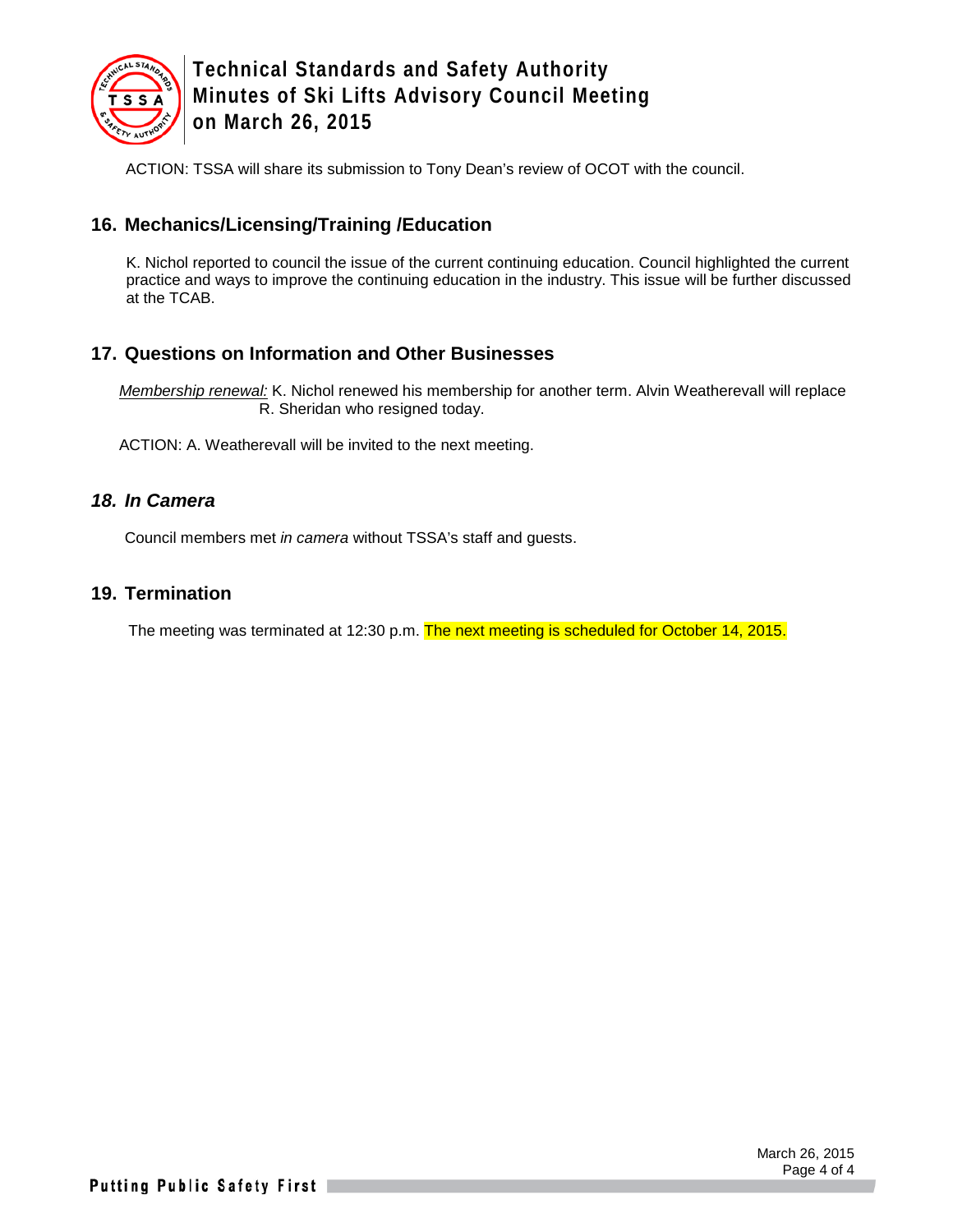ACTION: TSSA will share its submission to Tony Dean's review of OCOT with the council.

## 16. Mechanics/Licensing/Training /Education

K. Nichol reported to council the issue of the current continuing education. Council highlighted the current practice and ways to improve the continuing education in the industry. This issue will be further discussed at the TCAB.

## 17. Questions on Information and Other Businesses

*Membership renewal:* K. Nichol renewed his membership for another term. Alvin Weatherevall will replace R. Sheridan who resigned today.

ACTION: A. Weatherevall will be invited to the next meeting.

## *18. In Camera*

Council members met *in camera* without TSSA's staff and guests.

## 19. Termination

The meeting was terminated at 12:30 p.m. The next meeting is scheduled for October 14, 2015.